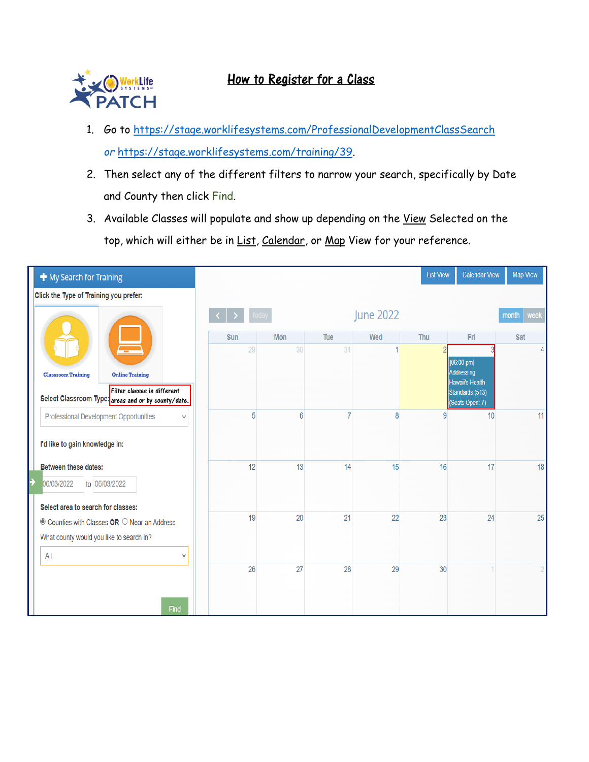# How to Register for a Class

1. Go to https://stage.worklifesystems.com/ProfessionalDevelopmentClassSearch or https://stage.worklifesystems.com/training/39.
2. Then select any of the different filters to narrow your search, specifically by Date and County then click Find.
3. Available Classes will populate and show up depending on the View Selected on the top, which will either be in List, Calendar, or Map View for your reference.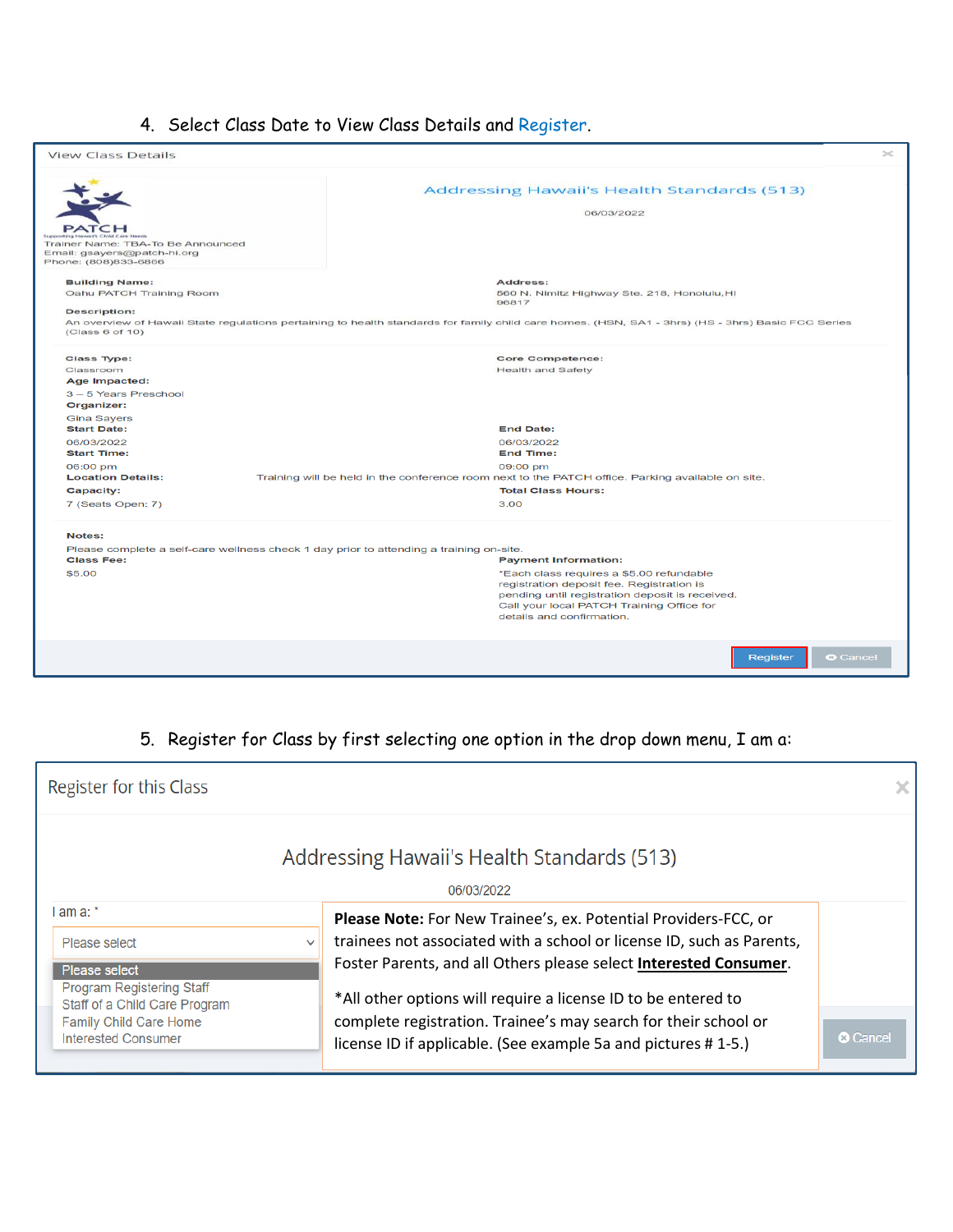4. Select Class Date to View Class Details and Register.

View Class Details

PATCH

Supporting Hawaii's Child Care Needs

Trainer Name: TBA-To Be Announced
Email: gsayers@patch-hi.org
Phone: (808)833-6866

**Addressing Hawaii's Health Standards (513)**

06/03/2022

**Building Name:**
Oahu PATCH Training Room

**Address:**
560 N. Nimitz Highway Ste. 218, Honolulu,HI 96817

**Description:**
An overview of Hawaii State regulations pertaining to health standards for family child care homes. (HSN, SA1 - 3hrs) (HS - 3hrs) Basic FCC Series (Class 6 of 10)

**Class Type:**
Classroom

**Core Competence:**
Health and Safety

**Age Impacted:**
3 – 5 Years Preschool

**Organizer:**
Gina Sayers

**Start Date:**
06/03/2022

**End Date:**
06/03/2022

**Start Time:**
06:00 pm

**End Time:**
09:00 pm

**Location Details:**
Training will be held in the conference room next to the PATCH office. Parking available on site.

**Capacity:**
7 (Seats Open: 7)

**Total Class Hours:**
3.00

**Notes:**
Please complete a self-care wellness check 1 day prior to attending a training on-site.

**Class Fee:**
$5.00

**Payment Information:**
*Each class requires a $5.00 refundable registration deposit fee. Registration is pending until registration deposit is received. Call your local PATCH Training Office for details and confirmation.

Register | Cancel

5. Register for Class by first selecting one option in the drop down menu, I am a:

Register for this Class

Addressing Hawaii's Health Standards (513)

06/03/2022

I am a: *

Please select

- Please select
- Program Registering Staff
- Staff of a Child Care Program
- Family Child Care Home
- Interested Consumer

**Please Note:** For New Trainee's, ex. Potential Providers-FCC, or trainees not associated with a school or license ID, such as Parents, Foster Parents, and all Others please select **Interested Consumer**.

*All other options will require a license ID to be entered to complete registration. Trainee's may search for their school or license ID if applicable. (See example 5a and pictures # 1-5.)

Cancel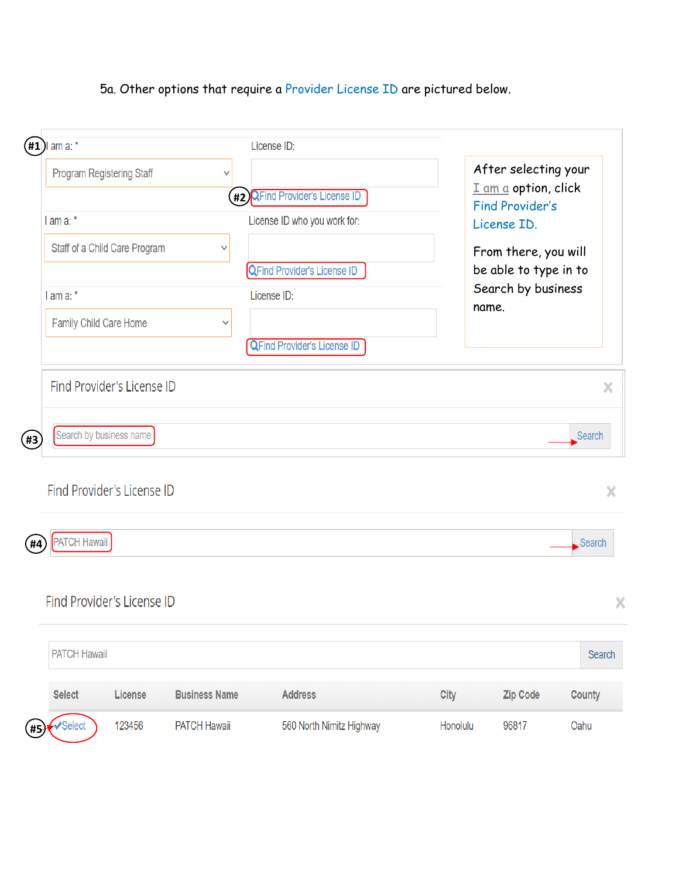5a. Other options that require a Provider License ID are pictured below.

**#1** I am a: * — Program Registering Staff | License ID:

**#2** Find Provider's License ID

I am a: * — Staff of a Child Care Program | License ID who you work for:

Find Provider's License ID

I am a: * — Family Child Care Home | License ID:

Find Provider's License ID

After selecting your I am a option, click Find Provider's License ID.

From there, you will be able to type in to Search by business name.

### Find Provider's License ID

**#3** Search by business name → Search

### Find Provider's License ID

**#4** PATCH Hawaii → Search

### Find Provider's License ID

PATCH Hawaii — Search

| Select | License | Business Name | Address | City | Zip Code | County |
|---|---|---|---|---|---|---|
| **#5** ✔Select | 123456 | PATCH Hawaii | 560 North Nimitz Highway | Honolulu | 96817 | Oahu |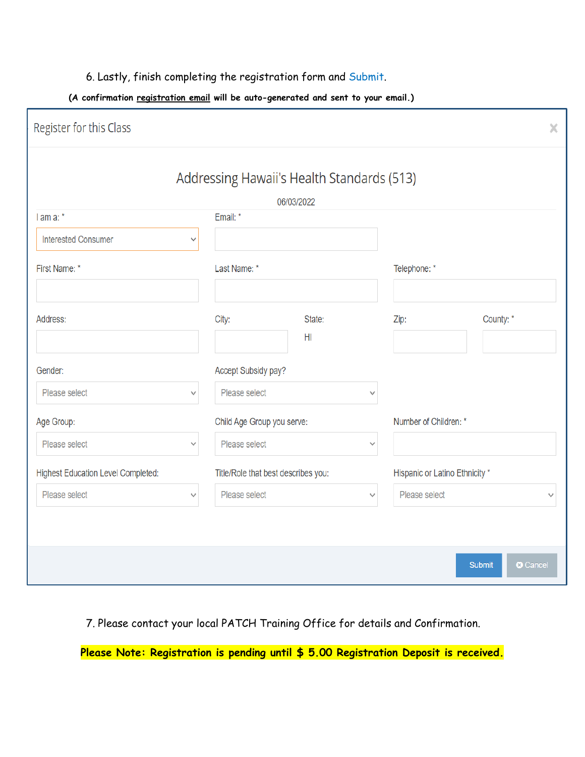6. Lastly, finish completing the registration form and Submit.

**(A confirmation registration email will be auto-generated and sent to your email.)**

Register for this Class

×

Addressing Hawaii's Health Standards (513)

06/03/2022

I am a: *

Interested Consumer

Email: *

First Name: *

Last Name: *

Telephone: *

Address:

City:

State:

HI

Zip:

County: *

Gender:

Please select

Accept Subsidy pay?

Please select

Age Group:

Please select

Child Age Group you serve:

Please select

Number of Children: *

Highest Education Level Completed:

Please select

Title/Role that best describes you:

Please select

Hispanic or Latino Ethnicity *

Please select

Submit

Cancel

7. Please contact your local PATCH Training Office for details and Confirmation.

**Please Note: Registration is pending until $ 5.00 Registration Deposit is received.**